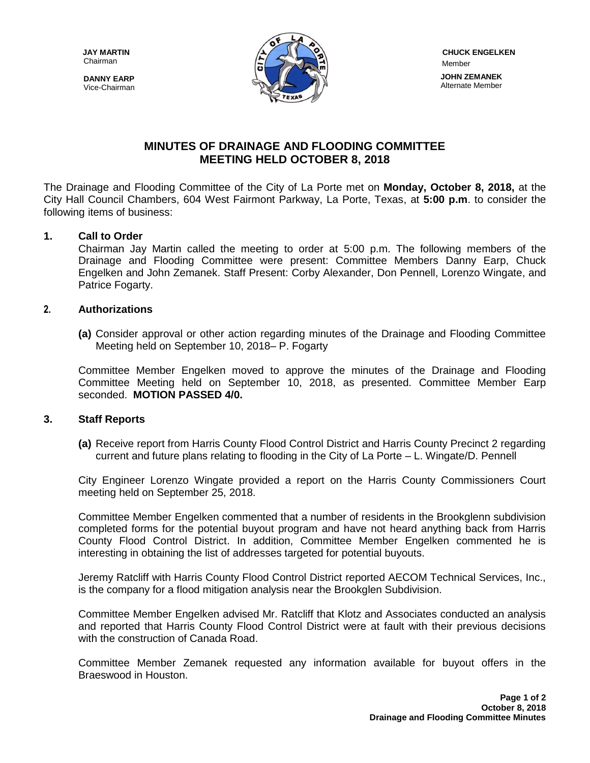**JAY MARTIN**
Chairman

**DANNY EARP**
Vice-Chairman

**CHUCK ENGELKEN**
Member

**JOHN ZEMANEK**
Alternate Member

## MINUTES OF DRAINAGE AND FLOODING COMMITTEE MEETING HELD OCTOBER 8, 2018

The Drainage and Flooding Committee of the City of La Porte met on **Monday, October 8, 2018,** at the City Hall Council Chambers, 604 West Fairmont Parkway, La Porte, Texas, at **5:00 p.m**. to consider the following items of business:

**1. Call to Order**

Chairman Jay Martin called the meeting to order at 5:00 p.m. The following members of the Drainage and Flooding Committee were present: Committee Members Danny Earp, Chuck Engelken and John Zemanek. Staff Present: Corby Alexander, Don Pennell, Lorenzo Wingate, and Patrice Fogarty.

**2. Authorizations**

**(a)** Consider approval or other action regarding minutes of the Drainage and Flooding Committee Meeting held on September 10, 2018– P. Fogarty

Committee Member Engelken moved to approve the minutes of the Drainage and Flooding Committee Meeting held on September 10, 2018, as presented. Committee Member Earp seconded. **MOTION PASSED 4/0.**

**3. Staff Reports**

**(a)** Receive report from Harris County Flood Control District and Harris County Precinct 2 regarding current and future plans relating to flooding in the City of La Porte – L. Wingate/D. Pennell

City Engineer Lorenzo Wingate provided a report on the Harris County Commissioners Court meeting held on September 25, 2018.

Committee Member Engelken commented that a number of residents in the Brookglenn subdivision completed forms for the potential buyout program and have not heard anything back from Harris County Flood Control District. In addition, Committee Member Engelken commented he is interesting in obtaining the list of addresses targeted for potential buyouts.

Jeremy Ratcliff with Harris County Flood Control District reported AECOM Technical Services, Inc., is the company for a flood mitigation analysis near the Brookglen Subdivision.

Committee Member Engelken advised Mr. Ratcliff that Klotz and Associates conducted an analysis and reported that Harris County Flood Control District were at fault with their previous decisions with the construction of Canada Road.

Committee Member Zemanek requested any information available for buyout offers in the Braeswood in Houston.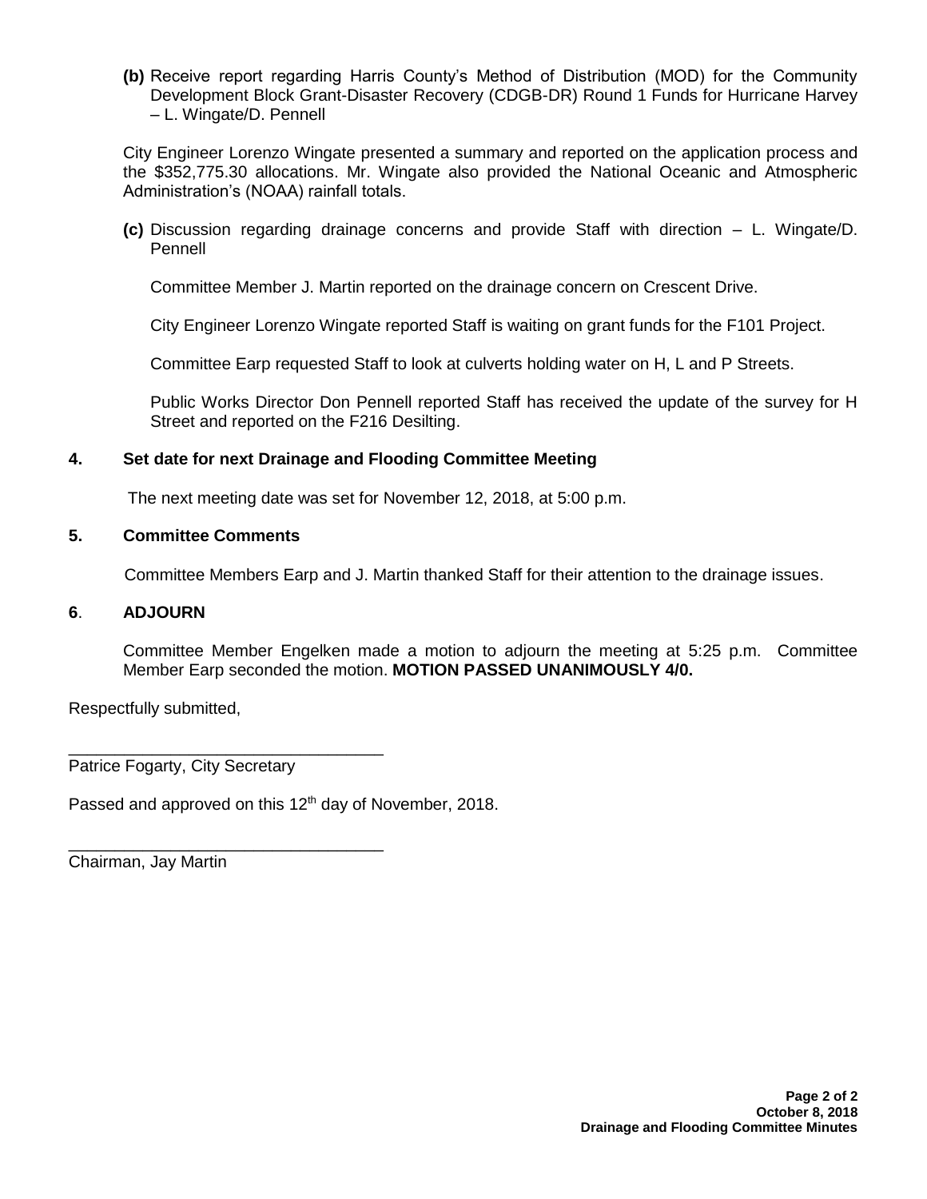**(b)** Receive report regarding Harris County's Method of Distribution (MOD) for the Community Development Block Grant-Disaster Recovery (CDGB-DR) Round 1 Funds for Hurricane Harvey – L. Wingate/D. Pennell

City Engineer Lorenzo Wingate presented a summary and reported on the application process and the $352,775.30 allocations. Mr. Wingate also provided the National Oceanic and Atmospheric Administration's (NOAA) rainfall totals.

**(c)** Discussion regarding drainage concerns and provide Staff with direction – L. Wingate/D. Pennell

Committee Member J. Martin reported on the drainage concern on Crescent Drive.

City Engineer Lorenzo Wingate reported Staff is waiting on grant funds for the F101 Project.

Committee Earp requested Staff to look at culverts holding water on H, L and P Streets.

Public Works Director Don Pennell reported Staff has received the update of the survey for H Street and reported on the F216 Desilting.

**4. Set date for next Drainage and Flooding Committee Meeting**

The next meeting date was set for November 12, 2018, at 5:00 p.m.

**5. Committee Comments**

Committee Members Earp and J. Martin thanked Staff for their attention to the drainage issues.

**6. ADJOURN**

Committee Member Engelken made a motion to adjourn the meeting at 5:25 p.m. Committee Member Earp seconded the motion. **MOTION PASSED UNANIMOUSLY 4/0.**

Respectfully submitted,

\_\_\_\_\_\_\_\_\_\_\_\_\_\_\_\_\_\_\_\_\_\_\_\_\_\_\_\_\_\_\_\_\_\_

Patrice Fogarty, City Secretary

Passed and approved on this 12th day of November, 2018.

\_\_\_\_\_\_\_\_\_\_\_\_\_\_\_\_\_\_\_\_\_\_\_\_\_\_\_\_\_\_\_\_\_\_

Chairman, Jay Martin